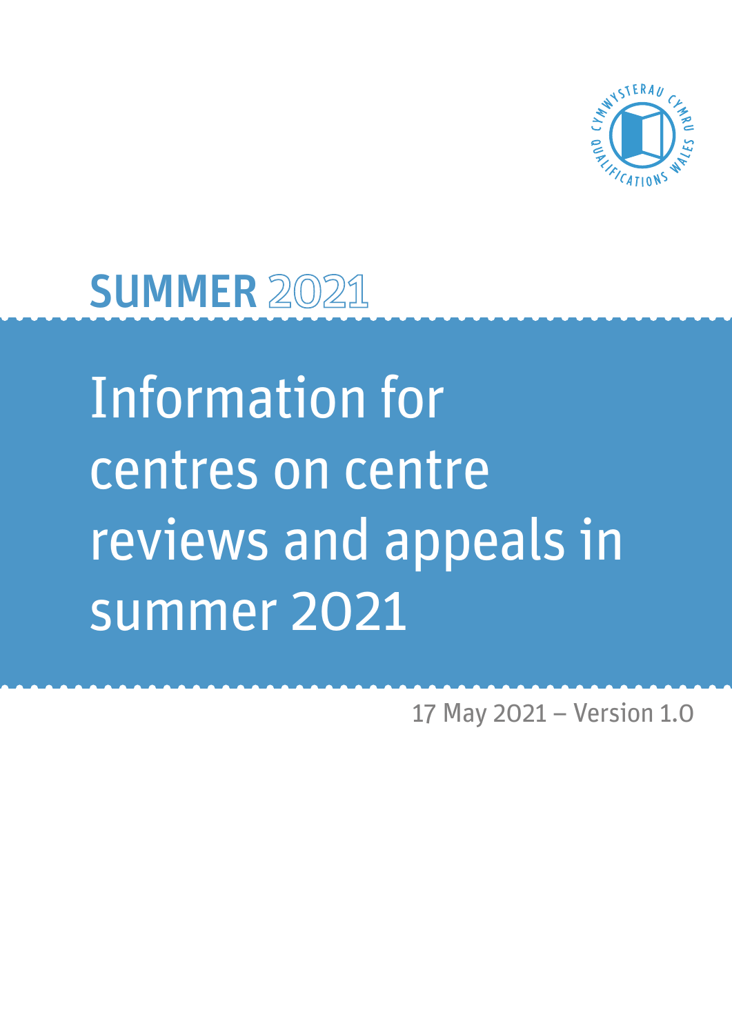**SUMMER 2021**

# Information for centres on centre reviews and appeals in summer 2021

17 May 2021 – Version 1.0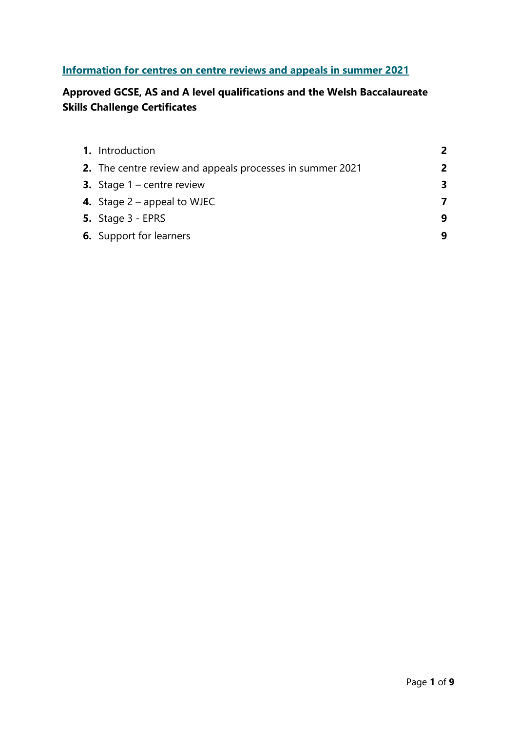# [Information for centres on centre reviews and appeals in summer 2021](#)

## Approved GCSE, AS and A level qualifications and the Welsh Baccalaureate Skills Challenge Certificates

| | | |
|---|---|---|
| **1.** | Introduction | **2** |
| **2.** | The centre review and appeals processes in summer 2021 | **2** |
| **3.** | Stage 1 – centre review | **3** |
| **4.** | Stage 2 – appeal to WJEC | **7** |
| **5.** | Stage 3 - EPRS | **9** |
| **6.** | Support for learners | **9** |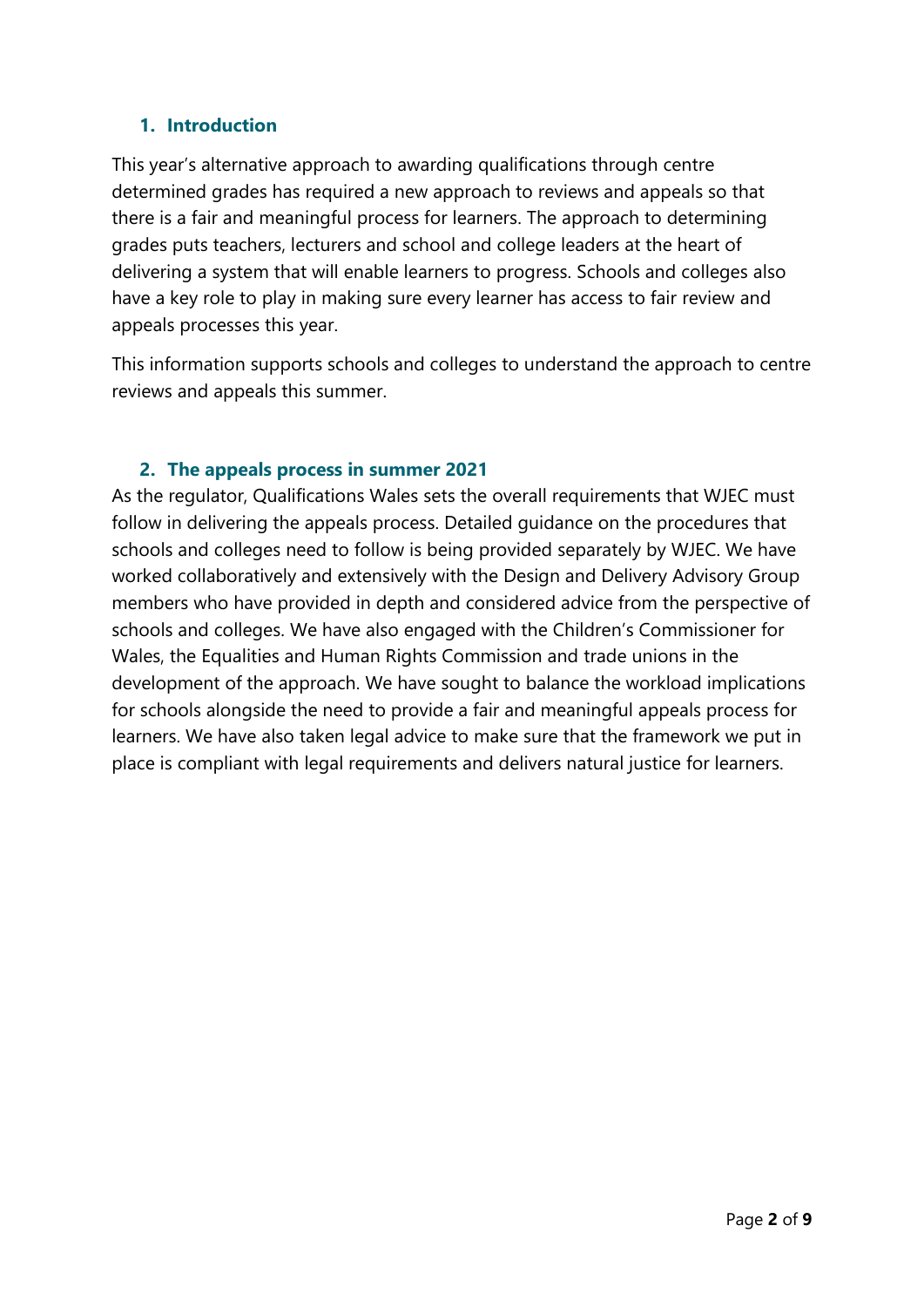## 1. Introduction

This year's alternative approach to awarding qualifications through centre determined grades has required a new approach to reviews and appeals so that there is a fair and meaningful process for learners. The approach to determining grades puts teachers, lecturers and school and college leaders at the heart of delivering a system that will enable learners to progress. Schools and colleges also have a key role to play in making sure every learner has access to fair review and appeals processes this year.

This information supports schools and colleges to understand the approach to centre reviews and appeals this summer.

## 2. The appeals process in summer 2021

As the regulator, Qualifications Wales sets the overall requirements that WJEC must follow in delivering the appeals process. Detailed guidance on the procedures that schools and colleges need to follow is being provided separately by WJEC. We have worked collaboratively and extensively with the Design and Delivery Advisory Group members who have provided in depth and considered advice from the perspective of schools and colleges. We have also engaged with the Children's Commissioner for Wales, the Equalities and Human Rights Commission and trade unions in the development of the approach. We have sought to balance the workload implications for schools alongside the need to provide a fair and meaningful appeals process for learners. We have also taken legal advice to make sure that the framework we put in place is compliant with legal requirements and delivers natural justice for learners.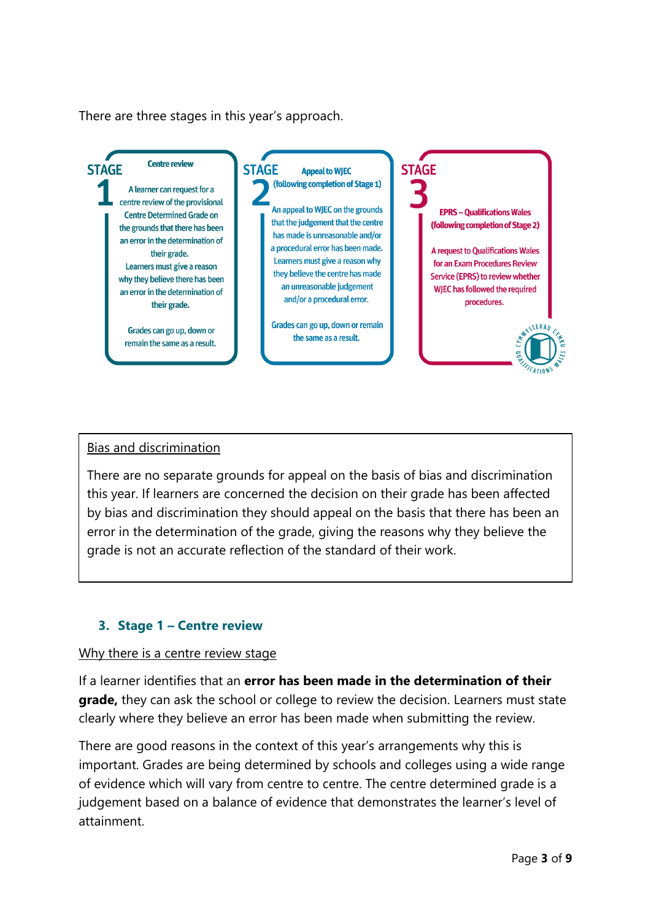There are three stages in this year's approach.

**STAGE 1 – Centre review**

A learner can request for a centre review of the provisional Centre Determined Grade on the grounds that there has been an error in the determination of their grade.
Learners must give a reason why they believe there has been an error in the determination of their grade.

Grades can go up, down or remain the same as a result.

**STAGE 2 – Appeal to WJEC (following completion of Stage 1)**

An appeal to WJEC on the grounds that the judgement that the centre has made is unreasonable and/or a procedural error has been made.
Learners must give a reason why they believe the centre has made an unreasonable judgement and/or a procedural error.

Grades can go up, down or remain the same as a result.

**STAGE 3 – EPRS – Qualifications Wales (following completion of Stage 2)**

A request to Qualifications Wales for an Exam Procedures Review Service (EPRS) to review whether WJEC has followed the required procedures.

---

Bias and discrimination

There are no separate grounds for appeal on the basis of bias and discrimination this year. If learners are concerned the decision on their grade has been affected by bias and discrimination they should appeal on the basis that there has been an error in the determination of the grade, giving the reasons why they believe the grade is not an accurate reflection of the standard of their work.

---

## 3. Stage 1 – Centre review

Why there is a centre review stage

If a learner identifies that an **error has been made in the determination of their grade,** they can ask the school or college to review the decision. Learners must state clearly where they believe an error has been made when submitting the review.

There are good reasons in the context of this year's arrangements why this is important. Grades are being determined by schools and colleges using a wide range of evidence which will vary from centre to centre. The centre determined grade is a judgement based on a balance of evidence that demonstrates the learner's level of attainment.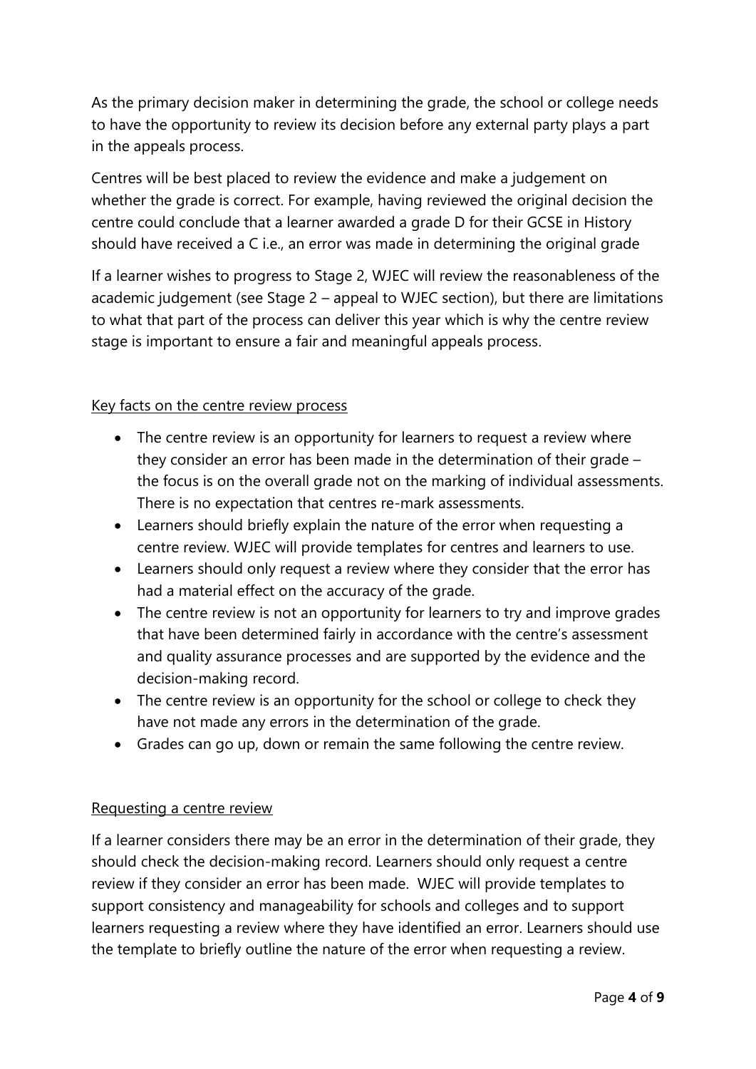As the primary decision maker in determining the grade, the school or college needs to have the opportunity to review its decision before any external party plays a part in the appeals process.

Centres will be best placed to review the evidence and make a judgement on whether the grade is correct. For example, having reviewed the original decision the centre could conclude that a learner awarded a grade D for their GCSE in History should have received a C i.e., an error was made in determining the original grade

If a learner wishes to progress to Stage 2, WJEC will review the reasonableness of the academic judgement (see Stage 2 – appeal to WJEC section), but there are limitations to what that part of the process can deliver this year which is why the centre review stage is important to ensure a fair and meaningful appeals process.

## Key facts on the centre review process

- The centre review is an opportunity for learners to request a review where they consider an error has been made in the determination of their grade – the focus is on the overall grade not on the marking of individual assessments. There is no expectation that centres re-mark assessments.
- Learners should briefly explain the nature of the error when requesting a centre review. WJEC will provide templates for centres and learners to use.
- Learners should only request a review where they consider that the error has had a material effect on the accuracy of the grade.
- The centre review is not an opportunity for learners to try and improve grades that have been determined fairly in accordance with the centre's assessment and quality assurance processes and are supported by the evidence and the decision-making record.
- The centre review is an opportunity for the school or college to check they have not made any errors in the determination of the grade.
- Grades can go up, down or remain the same following the centre review.

## Requesting a centre review

If a learner considers there may be an error in the determination of their grade, they should check the decision-making record. Learners should only request a centre review if they consider an error has been made. WJEC will provide templates to support consistency and manageability for schools and colleges and to support learners requesting a review where they have identified an error. Learners should use the template to briefly outline the nature of the error when requesting a review.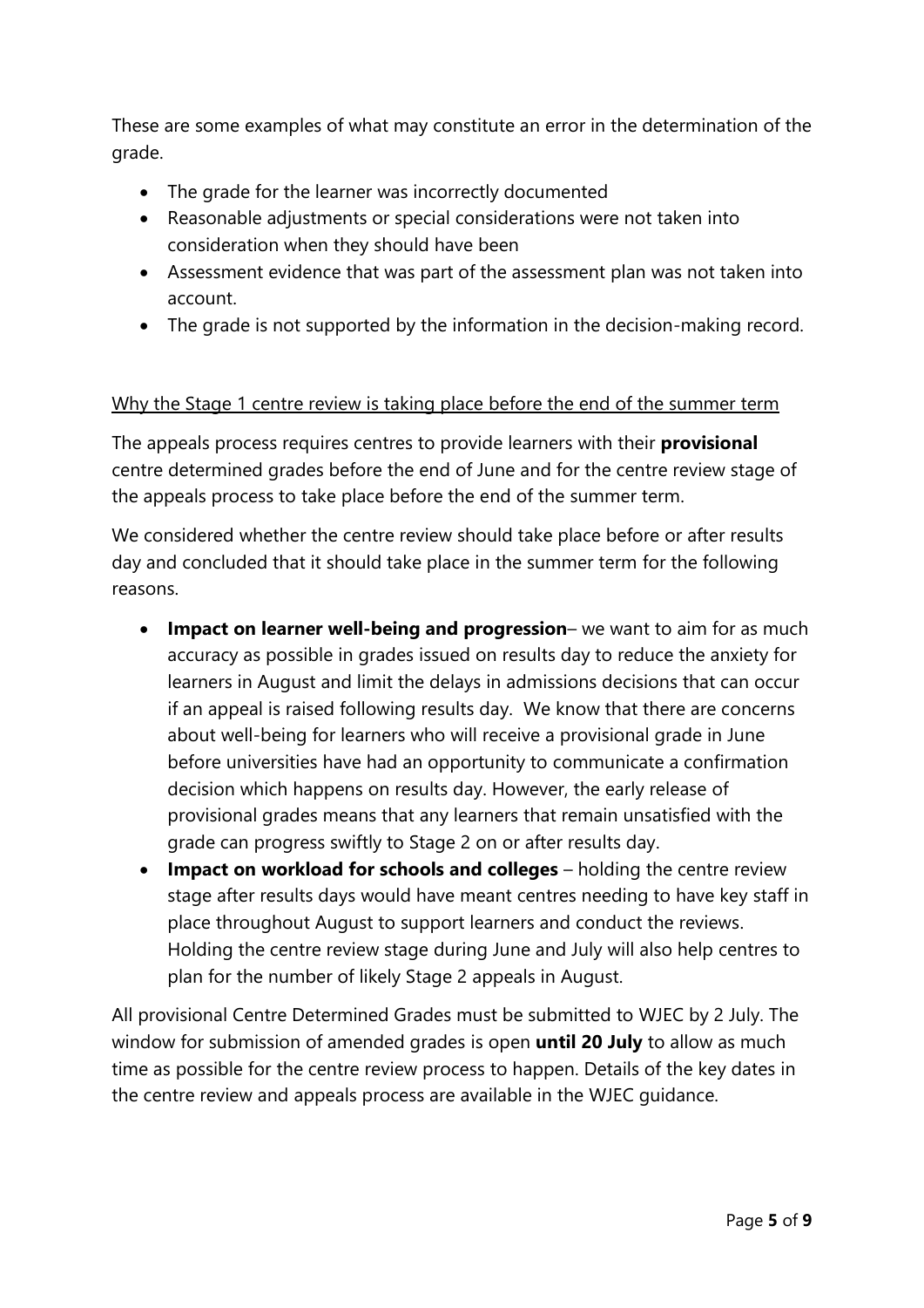These are some examples of what may constitute an error in the determination of the grade.

- The grade for the learner was incorrectly documented
- Reasonable adjustments or special considerations were not taken into consideration when they should have been
- Assessment evidence that was part of the assessment plan was not taken into account.
- The grade is not supported by the information in the decision-making record.

<u>Why the Stage 1 centre review is taking place before the end of the summer term</u>

The appeals process requires centres to provide learners with their **provisional** centre determined grades before the end of June and for the centre review stage of the appeals process to take place before the end of the summer term.

We considered whether the centre review should take place before or after results day and concluded that it should take place in the summer term for the following reasons.

- **Impact on learner well-being and progression**– we want to aim for as much accuracy as possible in grades issued on results day to reduce the anxiety for learners in August and limit the delays in admissions decisions that can occur if an appeal is raised following results day. We know that there are concerns about well-being for learners who will receive a provisional grade in June before universities have had an opportunity to communicate a confirmation decision which happens on results day. However, the early release of provisional grades means that any learners that remain unsatisfied with the grade can progress swiftly to Stage 2 on or after results day.
- **Impact on workload for schools and colleges** – holding the centre review stage after results days would have meant centres needing to have key staff in place throughout August to support learners and conduct the reviews. Holding the centre review stage during June and July will also help centres to plan for the number of likely Stage 2 appeals in August.

All provisional Centre Determined Grades must be submitted to WJEC by 2 July. The window for submission of amended grades is open **until 20 July** to allow as much time as possible for the centre review process to happen. Details of the key dates in the centre review and appeals process are available in the WJEC guidance.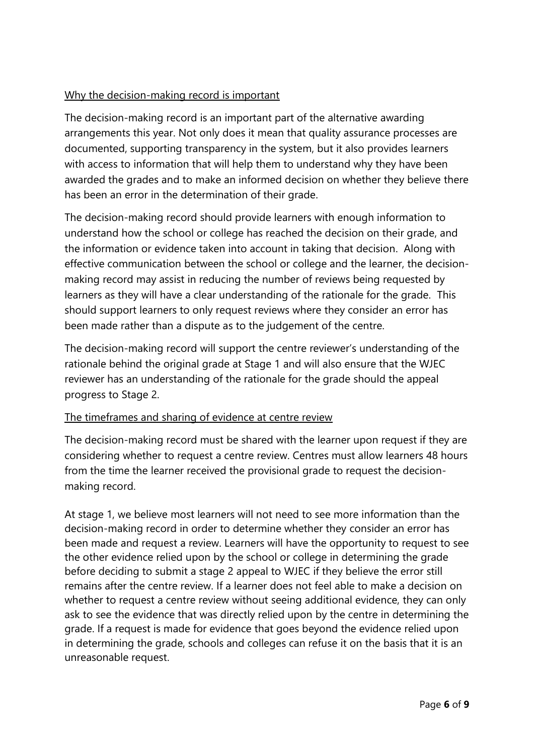Why the decision-making record is important

The decision-making record is an important part of the alternative awarding arrangements this year. Not only does it mean that quality assurance processes are documented, supporting transparency in the system, but it also provides learners with access to information that will help them to understand why they have been awarded the grades and to make an informed decision on whether they believe there has been an error in the determination of their grade.

The decision-making record should provide learners with enough information to understand how the school or college has reached the decision on their grade, and the information or evidence taken into account in taking that decision. Along with effective communication between the school or college and the learner, the decision-making record may assist in reducing the number of reviews being requested by learners as they will have a clear understanding of the rationale for the grade. This should support learners to only request reviews where they consider an error has been made rather than a dispute as to the judgement of the centre.

The decision-making record will support the centre reviewer's understanding of the rationale behind the original grade at Stage 1 and will also ensure that the WJEC reviewer has an understanding of the rationale for the grade should the appeal progress to Stage 2.

The timeframes and sharing of evidence at centre review

The decision-making record must be shared with the learner upon request if they are considering whether to request a centre review. Centres must allow learners 48 hours from the time the learner received the provisional grade to request the decision-making record.

At stage 1, we believe most learners will not need to see more information than the decision-making record in order to determine whether they consider an error has been made and request a review. Learners will have the opportunity to request to see the other evidence relied upon by the school or college in determining the grade before deciding to submit a stage 2 appeal to WJEC if they believe the error still remains after the centre review. If a learner does not feel able to make a decision on whether to request a centre review without seeing additional evidence, they can only ask to see the evidence that was directly relied upon by the centre in determining the grade. If a request is made for evidence that goes beyond the evidence relied upon in determining the grade, schools and colleges can refuse it on the basis that it is an unreasonable request.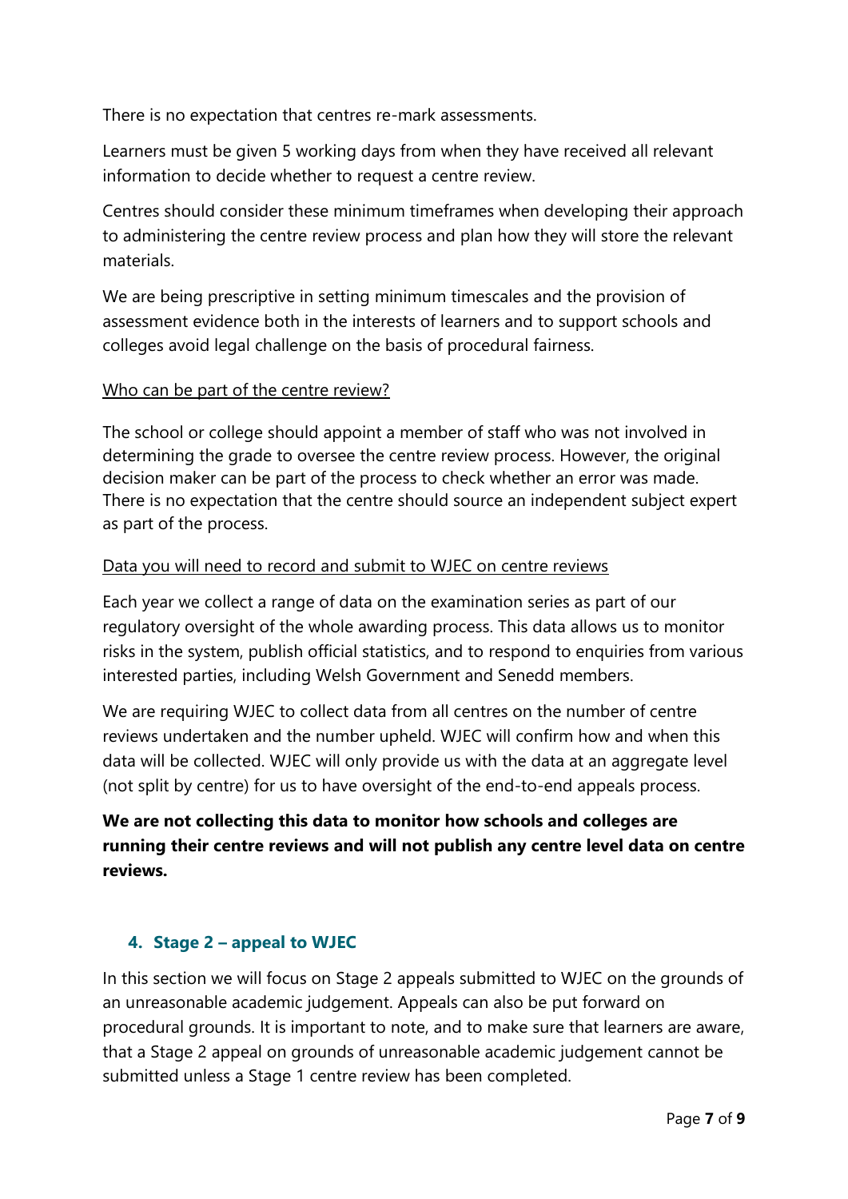There is no expectation that centres re-mark assessments.

Learners must be given 5 working days from when they have received all relevant information to decide whether to request a centre review.

Centres should consider these minimum timeframes when developing their approach to administering the centre review process and plan how they will store the relevant materials.

We are being prescriptive in setting minimum timescales and the provision of assessment evidence both in the interests of learners and to support schools and colleges avoid legal challenge on the basis of procedural fairness.

Who can be part of the centre review?

The school or college should appoint a member of staff who was not involved in determining the grade to oversee the centre review process. However, the original decision maker can be part of the process to check whether an error was made. There is no expectation that the centre should source an independent subject expert as part of the process.

Data you will need to record and submit to WJEC on centre reviews

Each year we collect a range of data on the examination series as part of our regulatory oversight of the whole awarding process. This data allows us to monitor risks in the system, publish official statistics, and to respond to enquiries from various interested parties, including Welsh Government and Senedd members.

We are requiring WJEC to collect data from all centres on the number of centre reviews undertaken and the number upheld. WJEC will confirm how and when this data will be collected. WJEC will only provide us with the data at an aggregate level (not split by centre) for us to have oversight of the end-to-end appeals process.

**We are not collecting this data to monitor how schools and colleges are running their centre reviews and will not publish any centre level data on centre reviews.**

## 4. Stage 2 – appeal to WJEC

In this section we will focus on Stage 2 appeals submitted to WJEC on the grounds of an unreasonable academic judgement. Appeals can also be put forward on procedural grounds. It is important to note, and to make sure that learners are aware, that a Stage 2 appeal on grounds of unreasonable academic judgement cannot be submitted unless a Stage 1 centre review has been completed.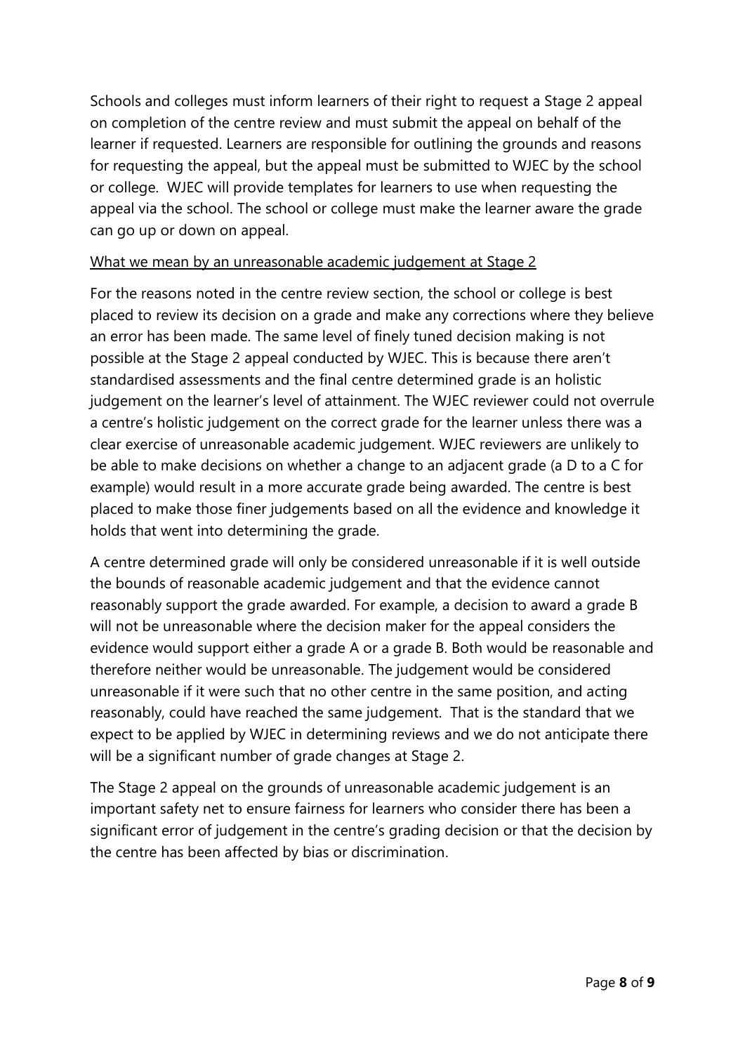Schools and colleges must inform learners of their right to request a Stage 2 appeal on completion of the centre review and must submit the appeal on behalf of the learner if requested. Learners are responsible for outlining the grounds and reasons for requesting the appeal, but the appeal must be submitted to WJEC by the school or college. WJEC will provide templates for learners to use when requesting the appeal via the school. The school or college must make the learner aware the grade can go up or down on appeal.

<u>What we mean by an unreasonable academic judgement at Stage 2</u>

For the reasons noted in the centre review section, the school or college is best placed to review its decision on a grade and make any corrections where they believe an error has been made. The same level of finely tuned decision making is not possible at the Stage 2 appeal conducted by WJEC. This is because there aren't standardised assessments and the final centre determined grade is an holistic judgement on the learner's level of attainment. The WJEC reviewer could not overrule a centre's holistic judgement on the correct grade for the learner unless there was a clear exercise of unreasonable academic judgement. WJEC reviewers are unlikely to be able to make decisions on whether a change to an adjacent grade (a D to a C for example) would result in a more accurate grade being awarded. The centre is best placed to make those finer judgements based on all the evidence and knowledge it holds that went into determining the grade.

A centre determined grade will only be considered unreasonable if it is well outside the bounds of reasonable academic judgement and that the evidence cannot reasonably support the grade awarded. For example, a decision to award a grade B will not be unreasonable where the decision maker for the appeal considers the evidence would support either a grade A or a grade B. Both would be reasonable and therefore neither would be unreasonable. The judgement would be considered unreasonable if it were such that no other centre in the same position, and acting reasonably, could have reached the same judgement. That is the standard that we expect to be applied by WJEC in determining reviews and we do not anticipate there will be a significant number of grade changes at Stage 2.

The Stage 2 appeal on the grounds of unreasonable academic judgement is an important safety net to ensure fairness for learners who consider there has been a significant error of judgement in the centre's grading decision or that the decision by the centre has been affected by bias or discrimination.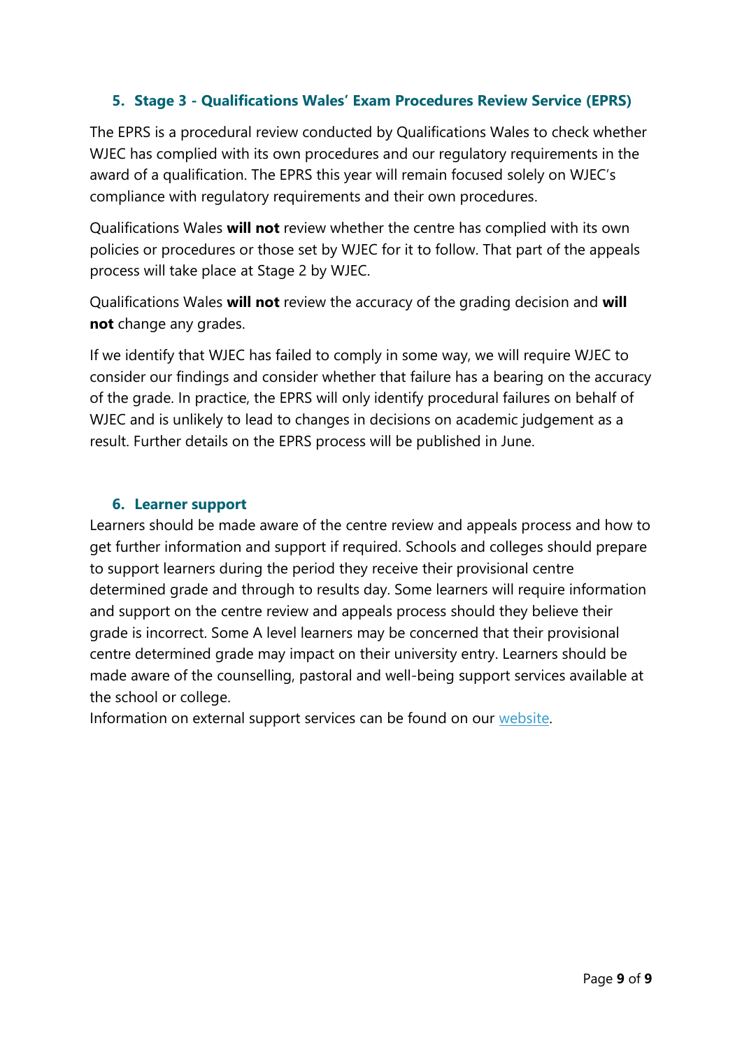## 5. Stage 3 - Qualifications Wales' Exam Procedures Review Service (EPRS)

The EPRS is a procedural review conducted by Qualifications Wales to check whether WJEC has complied with its own procedures and our regulatory requirements in the award of a qualification. The EPRS this year will remain focused solely on WJEC's compliance with regulatory requirements and their own procedures.

Qualifications Wales **will not** review whether the centre has complied with its own policies or procedures or those set by WJEC for it to follow. That part of the appeals process will take place at Stage 2 by WJEC.

Qualifications Wales **will not** review the accuracy of the grading decision and **will not** change any grades.

If we identify that WJEC has failed to comply in some way, we will require WJEC to consider our findings and consider whether that failure has a bearing on the accuracy of the grade. In practice, the EPRS will only identify procedural failures on behalf of WJEC and is unlikely to lead to changes in decisions on academic judgement as a result. Further details on the EPRS process will be published in June.

## 6. Learner support

Learners should be made aware of the centre review and appeals process and how to get further information and support if required. Schools and colleges should prepare to support learners during the period they receive their provisional centre determined grade and through to results day. Some learners will require information and support on the centre review and appeals process should they believe their grade is incorrect. Some A level learners may be concerned that their provisional centre determined grade may impact on their university entry. Learners should be made aware of the counselling, pastoral and well-being support services available at the school or college.

Information on external support services can be found on our website.